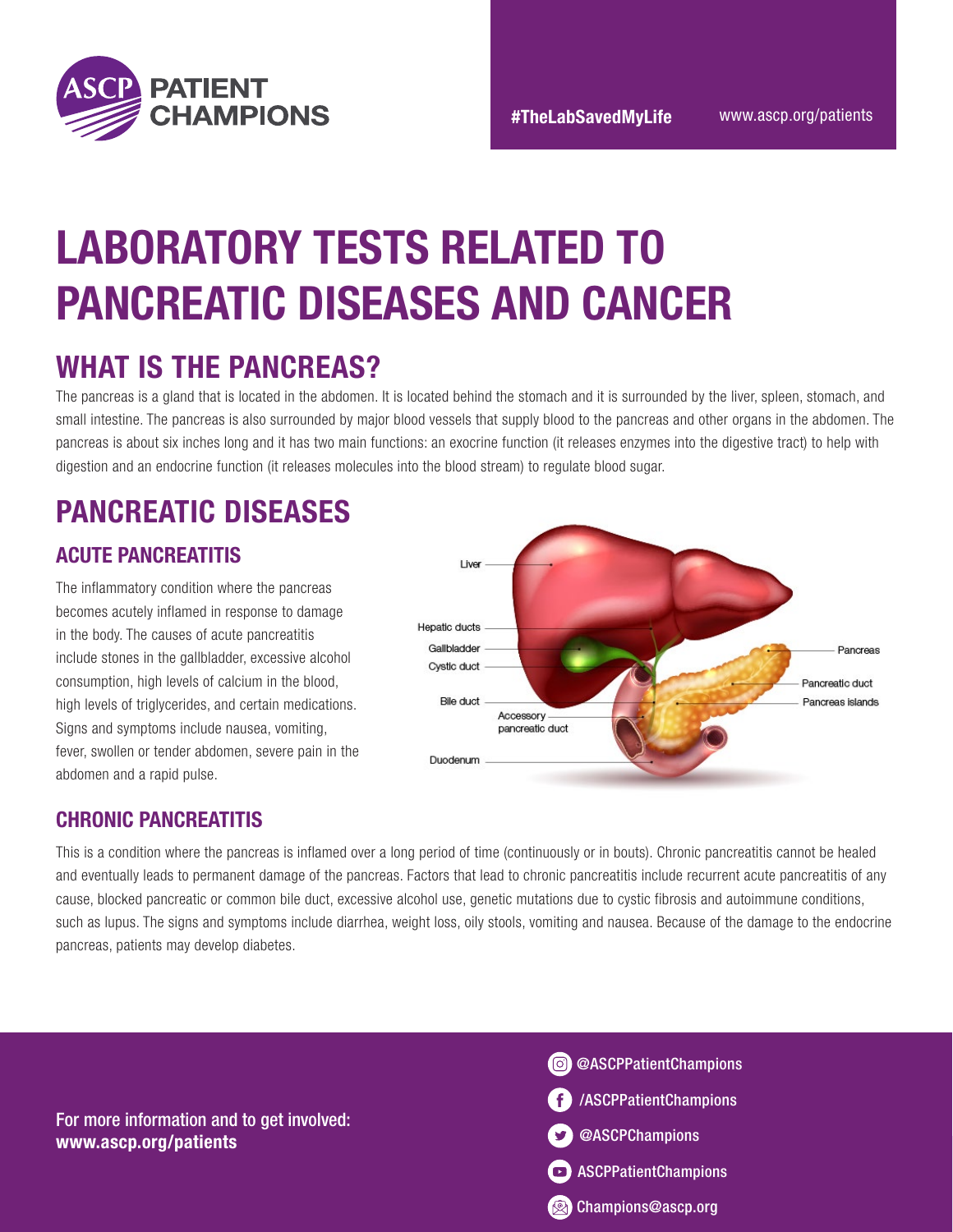# LABORATORY TESTS RELATED TO PANCREATIC DISEASES AND CANCER

## WHAT IS THE PANCREAS?

The pancreas is a gland that is located in the abdomen. It is located behind the stomach and it is surrounded by the liver, spleen, stomach, and small intestine. The pancreas is also surrounded by major blood vessels that supply blood to the pancreas and other organs in the abdomen. The pancreas is about six inches long and it has two main functions: an exocrine function (it releases enzymes into the digestive tract) to help with digestion and an endocrine function (it releases molecules into the blood stream) to regulate blood sugar.

## PANCREATIC DISEASES

### ACUTE PANCREATITIS

The inflammatory condition where the pancreas becomes acutely inflamed in response to damage in the body. The causes of acute pancreatitis include stones in the gallbladder, excessive alcohol consumption, high levels of calcium in the blood, high levels of triglycerides, and certain medications. Signs and symptoms include nausea, vomiting, fever, swollen or tender abdomen, severe pain in the abdomen and a rapid pulse.

### CHRONIC PANCREATITIS

This is a condition where the pancreas is inflamed over a long period of time (continuously or in bouts). Chronic pancreatitis cannot be healed and eventually leads to permanent damage of the pancreas. Factors that lead to chronic pancreatitis include recurrent acute pancreatitis of any cause, blocked pancreatic or common bile duct, excessive alcohol use, genetic mutations due to cystic fibrosis and autoimmune conditions, such as lupus. The signs and symptoms include diarrhea, weight loss, oily stools, vomiting and nausea. Because of the damage to the endocrine pancreas, patients may develop diabetes.

For more information and to get involved:
**www.ascp.org/patients**

@ASCPPatientChampions
/ASCPPatientChampions
@ASCPChampions
ASCPPatientChampions
Champions@ascp.org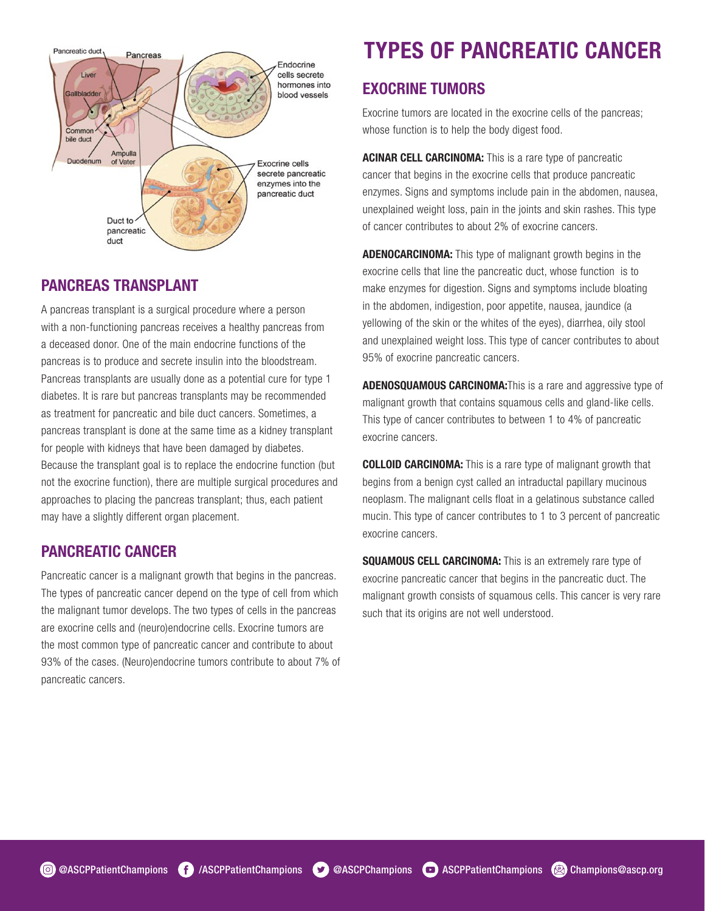## PANCREAS TRANSPLANT

A pancreas transplant is a surgical procedure where a person with a non-functioning pancreas receives a healthy pancreas from a deceased donor. One of the main endocrine functions of the pancreas is to produce and secrete insulin into the bloodstream. Pancreas transplants are usually done as a potential cure for type 1 diabetes. It is rare but pancreas transplants may be recommended as treatment for pancreatic and bile duct cancers. Sometimes, a pancreas transplant is done at the same time as a kidney transplant for people with kidneys that have been damaged by diabetes. Because the transplant goal is to replace the endocrine function (but not the exocrine function), there are multiple surgical procedures and approaches to placing the pancreas transplant; thus, each patient may have a slightly different organ placement.

## PANCREATIC CANCER

Pancreatic cancer is a malignant growth that begins in the pancreas. The types of pancreatic cancer depend on the type of cell from which the malignant tumor develops. The two types of cells in the pancreas are exocrine cells and (neuro)endocrine cells. Exocrine tumors are the most common type of pancreatic cancer and contribute to about 93% of the cases. (Neuro)endocrine tumors contribute to about 7% of pancreatic cancers.

# TYPES OF PANCREATIC CANCER

## EXOCRINE TUMORS

Exocrine tumors are located in the exocrine cells of the pancreas; whose function is to help the body digest food.

**ACINAR CELL CARCINOMA:** This is a rare type of pancreatic cancer that begins in the exocrine cells that produce pancreatic enzymes. Signs and symptoms include pain in the abdomen, nausea, unexplained weight loss, pain in the joints and skin rashes. This type of cancer contributes to about 2% of exocrine cancers.

**ADENOCARCINOMA:** This type of malignant growth begins in the exocrine cells that line the pancreatic duct, whose function is to make enzymes for digestion. Signs and symptoms include bloating in the abdomen, indigestion, poor appetite, nausea, jaundice (a yellowing of the skin or the whites of the eyes), diarrhea, oily stool and unexplained weight loss. This type of cancer contributes to about 95% of exocrine pancreatic cancers.

**ADENOSQUAMOUS CARCINOMA:** This is a rare and aggressive type of malignant growth that contains squamous cells and gland-like cells. This type of cancer contributes to between 1 to 4% of pancreatic exocrine cancers.

**COLLOID CARCINOMA:** This is a rare type of malignant growth that begins from a benign cyst called an intraductal papillary mucinous neoplasm. The malignant cells float in a gelatinous substance called mucin. This type of cancer contributes to 1 to 3 percent of pancreatic exocrine cancers.

**SQUAMOUS CELL CARCINOMA:** This is an extremely rare type of exocrine pancreatic cancer that begins in the pancreatic duct. The malignant growth consists of squamous cells. This cancer is very rare such that its origins are not well understood.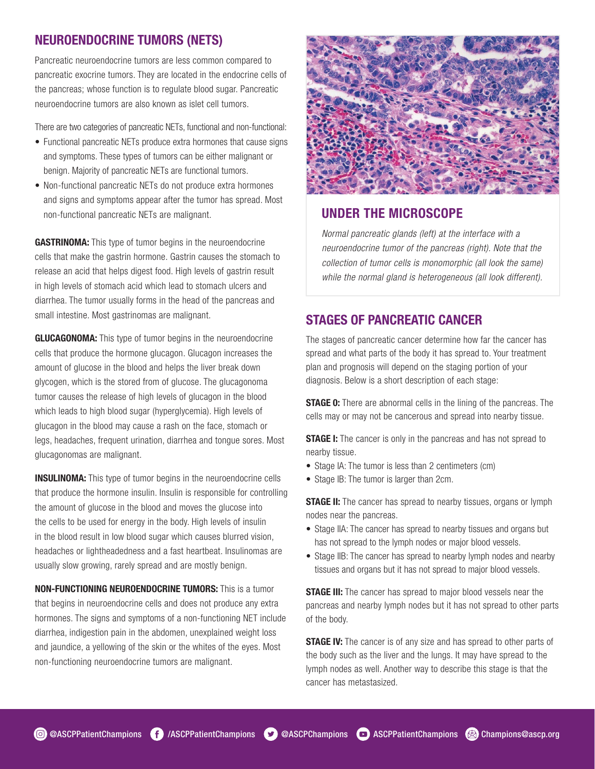## NEUROENDOCRINE TUMORS (NETS)

Pancreatic neuroendocrine tumors are less common compared to pancreatic exocrine tumors. They are located in the endocrine cells of the pancreas; whose function is to regulate blood sugar. Pancreatic neuroendocrine tumors are also known as islet cell tumors.

There are two categories of pancreatic NETs, functional and non-functional:

- Functional pancreatic NETs produce extra hormones that cause signs and symptoms. These types of tumors can be either malignant or benign. Majority of pancreatic NETs are functional tumors.
- Non-functional pancreatic NETs do not produce extra hormones and signs and symptoms appear after the tumor has spread. Most non-functional pancreatic NETs are malignant.

**GASTRINOMA:** This type of tumor begins in the neuroendocrine cells that make the gastrin hormone. Gastrin causes the stomach to release an acid that helps digest food. High levels of gastrin result in high levels of stomach acid which lead to stomach ulcers and diarrhea. The tumor usually forms in the head of the pancreas and small intestine. Most gastrinomas are malignant.

**GLUCAGONOMA:** This type of tumor begins in the neuroendocrine cells that produce the hormone glucagon. Glucagon increases the amount of glucose in the blood and helps the liver break down glycogen, which is the stored from of glucose. The glucagonoma tumor causes the release of high levels of glucagon in the blood which leads to high blood sugar (hyperglycemia). High levels of glucagon in the blood may cause a rash on the face, stomach or legs, headaches, frequent urination, diarrhea and tongue sores. Most glucagonomas are malignant.

**INSULINOMA:** This type of tumor begins in the neuroendocrine cells that produce the hormone insulin. Insulin is responsible for controlling the amount of glucose in the blood and moves the glucose into the cells to be used for energy in the body. High levels of insulin in the blood result in low blood sugar which causes blurred vision, headaches or lightheadedness and a fast heartbeat. Insulinomas are usually slow growing, rarely spread and are mostly benign.

**NON-FUNCTIONING NEUROENDOCRINE TUMORS:** This is a tumor that begins in neuroendocrine cells and does not produce any extra hormones. The signs and symptoms of a non-functioning NET include diarrhea, indigestion pain in the abdomen, unexplained weight loss and jaundice, a yellowing of the skin or the whites of the eyes. Most non-functioning neuroendocrine tumors are malignant.

### UNDER THE MICROSCOPE

*Normal pancreatic glands (left) at the interface with a neuroendocrine tumor of the pancreas (right). Note that the collection of tumor cells is monomorphic (all look the same) while the normal gland is heterogeneous (all look different).*

## STAGES OF PANCREATIC CANCER

The stages of pancreatic cancer determine how far the cancer has spread and what parts of the body it has spread to. Your treatment plan and prognosis will depend on the staging portion of your diagnosis. Below is a short description of each stage:

**STAGE 0:** There are abnormal cells in the lining of the pancreas. The cells may or may not be cancerous and spread into nearby tissue.

**STAGE I:** The cancer is only in the pancreas and has not spread to nearby tissue.

- Stage IA: The tumor is less than 2 centimeters (cm)
- Stage IB: The tumor is larger than 2cm.

**STAGE II:** The cancer has spread to nearby tissues, organs or lymph nodes near the pancreas.

- Stage IIA: The cancer has spread to nearby tissues and organs but has not spread to the lymph nodes or major blood vessels.
- Stage IIB: The cancer has spread to nearby lymph nodes and nearby tissues and organs but it has not spread to major blood vessels.

**STAGE III:** The cancer has spread to major blood vessels near the pancreas and nearby lymph nodes but it has not spread to other parts of the body.

**STAGE IV:** The cancer is of any size and has spread to other parts of the body such as the liver and the lungs. It may have spread to the lymph nodes as well. Another way to describe this stage is that the cancer has metastasized.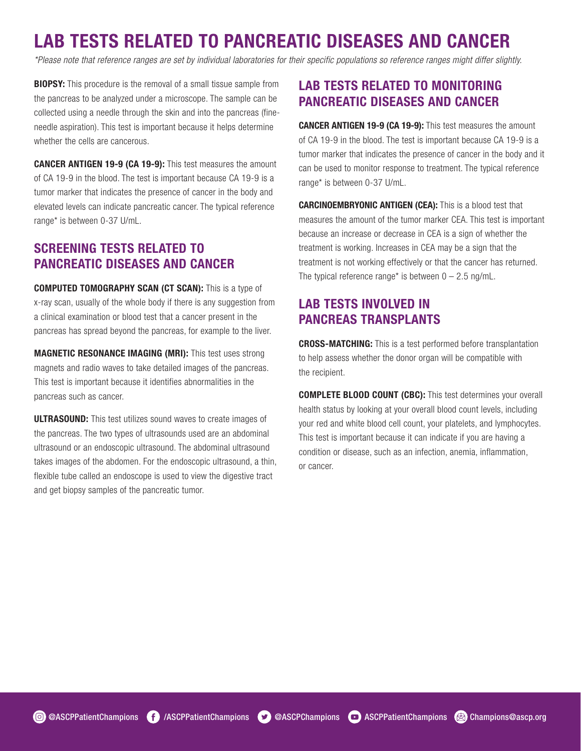# LAB TESTS RELATED TO PANCREATIC DISEASES AND CANCER

*\*Please note that reference ranges are set by individual laboratories for their specific populations so reference ranges might differ slightly.*

**BIOPSY:** This procedure is the removal of a small tissue sample from the pancreas to be analyzed under a microscope. The sample can be collected using a needle through the skin and into the pancreas (fine-needle aspiration). This test is important because it helps determine whether the cells are cancerous.

**CANCER ANTIGEN 19-9 (CA 19-9):** This test measures the amount of CA 19-9 in the blood. The test is important because CA 19-9 is a tumor marker that indicates the presence of cancer in the body and elevated levels can indicate pancreatic cancer. The typical reference range* is between 0-37 U/mL.

## SCREENING TESTS RELATED TO PANCREATIC DISEASES AND CANCER

**COMPUTED TOMOGRAPHY SCAN (CT SCAN):** This is a type of x-ray scan, usually of the whole body if there is any suggestion from a clinical examination or blood test that a cancer present in the pancreas has spread beyond the pancreas, for example to the liver.

**MAGNETIC RESONANCE IMAGING (MRI):** This test uses strong magnets and radio waves to take detailed images of the pancreas. This test is important because it identifies abnormalities in the pancreas such as cancer.

**ULTRASOUND:** This test utilizes sound waves to create images of the pancreas. The two types of ultrasounds used are an abdominal ultrasound or an endoscopic ultrasound. The abdominal ultrasound takes images of the abdomen. For the endoscopic ultrasound, a thin, flexible tube called an endoscope is used to view the digestive tract and get biopsy samples of the pancreatic tumor.

## LAB TESTS RELATED TO MONITORING PANCREATIC DISEASES AND CANCER

**CANCER ANTIGEN 19-9 (CA 19-9):** This test measures the amount of CA 19-9 in the blood. The test is important because CA 19-9 is a tumor marker that indicates the presence of cancer in the body and it can be used to monitor response to treatment. The typical reference range* is between 0-37 U/mL.

**CARCINOEMBRYONIC ANTIGEN (CEA):** This is a blood test that measures the amount of the tumor marker CEA. This test is important because an increase or decrease in CEA is a sign of whether the treatment is working. Increases in CEA may be a sign that the treatment is not working effectively or that the cancer has returned. The typical reference range* is between 0 – 2.5 ng/mL.

## LAB TESTS INVOLVED IN PANCREAS TRANSPLANTS

**CROSS-MATCHING:** This is a test performed before transplantation to help assess whether the donor organ will be compatible with the recipient.

**COMPLETE BLOOD COUNT (CBC):** This test determines your overall health status by looking at your overall blood count levels, including your red and white blood cell count, your platelets, and lymphocytes. This test is important because it can indicate if you are having a condition or disease, such as an infection, anemia, inflammation, or cancer.

@ASCPPatientChampions /ASCPPatientChampions @ASCPChampions ASCPPatientChampions Champions@ascp.org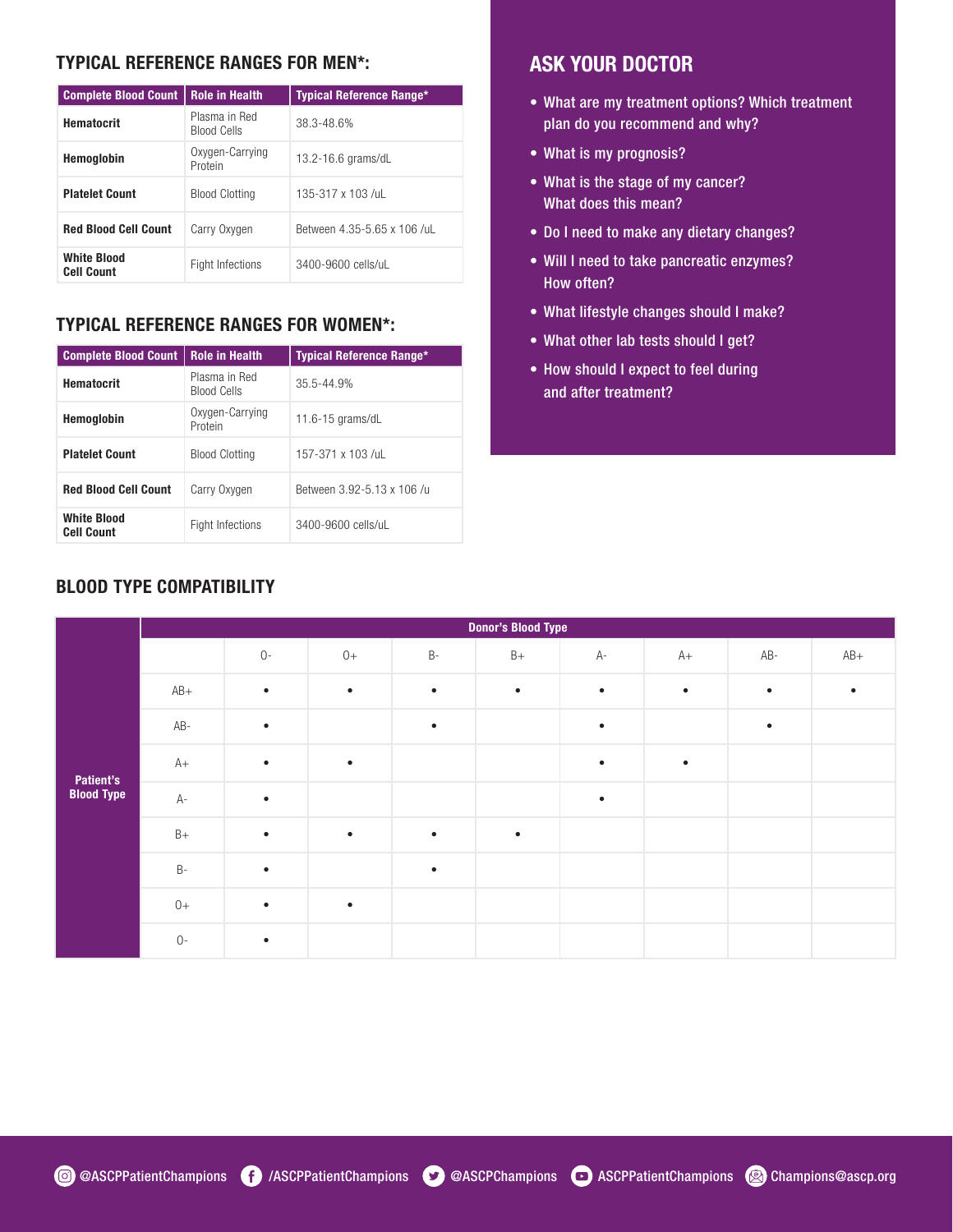## TYPICAL REFERENCE RANGES FOR MEN*:

| Complete Blood Count | Role in Health | Typical Reference Range* |
|---|---|---|
| **Hematocrit** | Plasma in Red Blood Cells | 38.3-48.6% |
| **Hemoglobin** | Oxygen-Carrying Protein | 13.2-16.6 grams/dL |
| **Platelet Count** | Blood Clotting | 135-317 x 103 /uL |
| **Red Blood Cell Count** | Carry Oxygen | Between 4.35-5.65 x 106 /uL |
| **White Blood Cell Count** | Fight Infections | 3400-9600 cells/uL |

## TYPICAL REFERENCE RANGES FOR WOMEN*:

| Complete Blood Count | Role in Health | Typical Reference Range* |
|---|---|---|
| **Hematocrit** | Plasma in Red Blood Cells | 35.5-44.9% |
| **Hemoglobin** | Oxygen-Carrying Protein | 11.6-15 grams/dL |
| **Platelet Count** | Blood Clotting | 157-371 x 103 /uL |
| **Red Blood Cell Count** | Carry Oxygen | Between 3.92-5.13 x 106 /u |
| **White Blood Cell Count** | Fight Infections | 3400-9600 cells/uL |

## ASK YOUR DOCTOR

- What are my treatment options? Which treatment plan do you recommend and why?
- What is my prognosis?
- What is the stage of my cancer? What does this mean?
- Do I need to make any dietary changes?
- Will I need to take pancreatic enzymes? How often?
- What lifestyle changes should I make?
- What other lab tests should I get?
- How should I expect to feel during and after treatment?

## BLOOD TYPE COMPATIBILITY

| | | Donor's Blood Type | | | | | | | |
|---|---|---|---|---|---|---|---|---|---|
| | | O- | O+ | B- | B+ | A- | A+ | AB- | AB+ |
| **Patient's Blood Type** | AB+ | • | • | • | • | • | • | • | • |
| | AB- | • | | • | | • | | • | |
| | A+ | • | • | | | • | • | | |
| | A- | • | | | | • | | | |
| | B+ | • | • | • | • | | | | |
| | B- | • | | • | | | | | |
| | O+ | • | • | | | | | | |
| | O- | • | | | | | | | |

@ASCPPatientChampions /ASCPPatientChampions @ASCPChampions ASCPPatientChampions Champions@ascp.org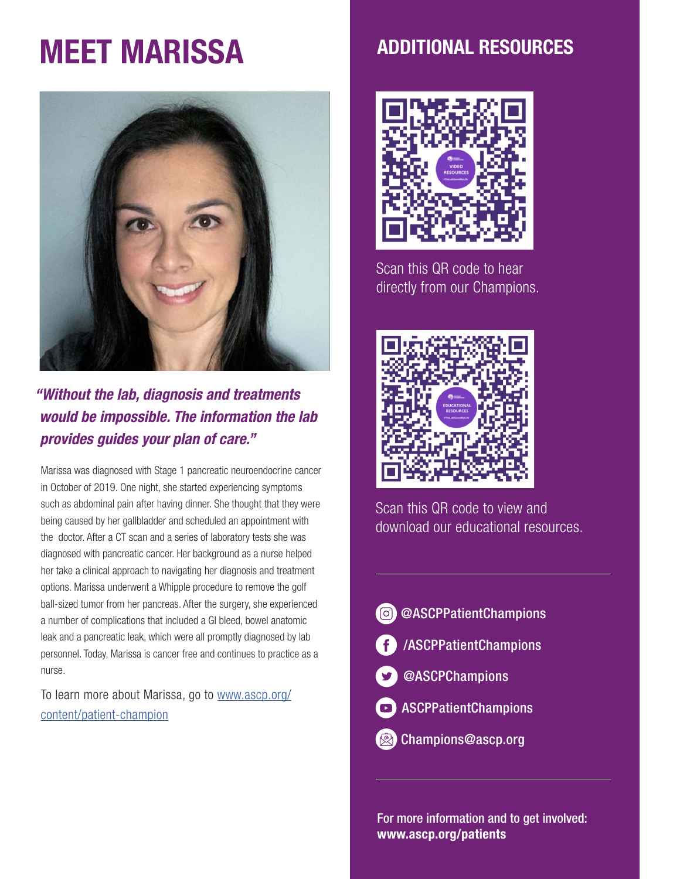# MEET MARISSA

***"Without the lab, diagnosis and treatments would be impossible. The information the lab provides guides your plan of care."***

Marissa was diagnosed with Stage 1 pancreatic neuroendocrine cancer in October of 2019. One night, she started experiencing symptoms such as abdominal pain after having dinner. She thought that they were being caused by her gallbladder and scheduled an appointment with the doctor. After a CT scan and a series of laboratory tests she was diagnosed with pancreatic cancer. Her background as a nurse helped her take a clinical approach to navigating her diagnosis and treatment options. Marissa underwent a Whipple procedure to remove the golf ball-sized tumor from her pancreas. After the surgery, she experienced a number of complications that included a GI bleed, bowel anatomic leak and a pancreatic leak, which were all promptly diagnosed by lab personnel. Today, Marissa is cancer free and continues to practice as a nurse.

To learn more about Marissa, go to www.ascp.org/content/patient-champion

## ADDITIONAL RESOURCES

Scan this QR code to hear directly from our Champions.

Scan this QR code to view and download our educational resources.

@ASCPPatientChampions

/ASCPPatientChampions

@ASCPChampions

ASCPPatientChampions

Champions@ascp.org

**For more information and to get involved:**
**www.ascp.org/patients**